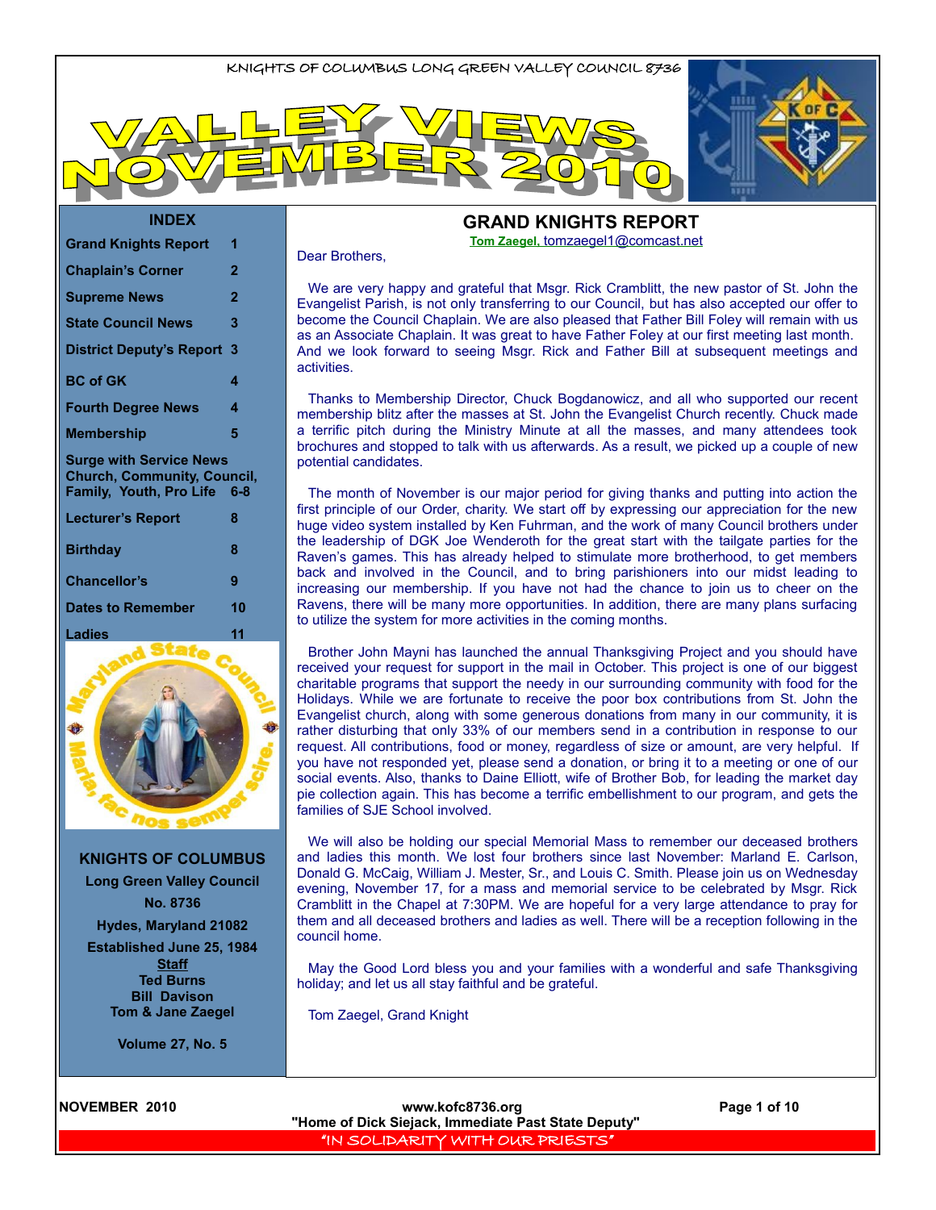KNIGHTS OF COLUMBUS LONG GREEN VALLEY COUNCIL 8736

# VALLEY VIEWS NOVEMBER 2010

## INDEX

| | |
|---|---|
| Grand Knights Report | 1 |
| Chaplain's Corner | 2 |
| Supreme News | 2 |
| State Council News | 3 |
| District Deputy's Report | 3 |
| BC of GK | 4 |
| Fourth Degree News | 4 |
| Membership | 5 |
| Surge with Service News Church, Community, Council, Family, Youth, Pro Life | 6-8 |
| Lecturer's Report | 8 |
| Birthday | 8 |
| Chancellor's | 9 |
| Dates to Remember | 10 |
| Ladies | 11 |

Maryland State Council — Maria, fac nos semper scire.

**KNIGHTS OF COLUMBUS**
**Long Green Valley Council No. 8736**
**Hydes, Maryland 21082**
**Established June 25, 1984**

**Staff**
**Ted Burns**
**Bill Davison**
**Tom & Jane Zaegel**

**Volume 27, No. 5**

## GRAND KNIGHTS REPORT

**Tom Zaegel,** tomzaegel1@comcast.net

Dear Brothers,

We are very happy and grateful that Msgr. Rick Cramblitt, the new pastor of St. John the Evangelist Parish, is not only transferring to our Council, but has also accepted our offer to become the Council Chaplain. We are also pleased that Father Bill Foley will remain with us as an Associate Chaplain. It was great to have Father Foley at our first meeting last month. And we look forward to seeing Msgr. Rick and Father Bill at subsequent meetings and activities.

Thanks to Membership Director, Chuck Bogdanowicz, and all who supported our recent membership blitz after the masses at St. John the Evangelist Church recently. Chuck made a terrific pitch during the Ministry Minute at all the masses, and many attendees took brochures and stopped to talk with us afterwards. As a result, we picked up a couple of new potential candidates.

The month of November is our major period for giving thanks and putting into action the first principle of our Order, charity. We start off by expressing our appreciation for the new huge video system installed by Ken Fuhrman, and the work of many Council brothers under the leadership of DGK Joe Wenderoth for the great start with the tailgate parties for the Raven's games. This has already helped to stimulate more brotherhood, to get members back and involved in the Council, and to bring parishioners into our midst leading to increasing our membership. If you have not had the chance to join us to cheer on the Ravens, there will be many more opportunities. In addition, there are many plans surfacing to utilize the system for more activities in the coming months.

Brother John Mayni has launched the annual Thanksgiving Project and you should have received your request for support in the mail in October. This project is one of our biggest charitable programs that support the needy in our surrounding community with food for the Holidays. While we are fortunate to receive the poor box contributions from St. John the Evangelist church, along with some generous donations from many in our community, it is rather disturbing that only 33% of our members send in a contribution in response to our request. All contributions, food or money, regardless of size or amount, are very helpful. If you have not responded yet, please send a donation, or bring it to a meeting or one of our social events. Also, thanks to Daine Elliott, wife of Brother Bob, for leading the market day pie collection again. This has become a terrific embellishment to our program, and gets the families of SJE School involved.

We will also be holding our special Memorial Mass to remember our deceased brothers and ladies this month. We lost four brothers since last November: Marland E. Carlson, Donald G. McCaig, William J. Mester, Sr., and Louis C. Smith. Please join us on Wednesday evening, November 17, for a mass and memorial service to be celebrated by Msgr. Rick Cramblitt in the Chapel at 7:30PM. We are hopeful for a very large attendance to pray for them and all deceased brothers and ladies as well. There will be a reception following in the council home.

May the Good Lord bless you and your families with a wonderful and safe Thanksgiving holiday; and let us all stay faithful and be grateful.

Tom Zaegel, Grand Knight

www.kofc8736.org
"Home of Dick Siejack, Immediate Past State Deputy"
"IN SOLIDARITY WITH OUR PRIESTS"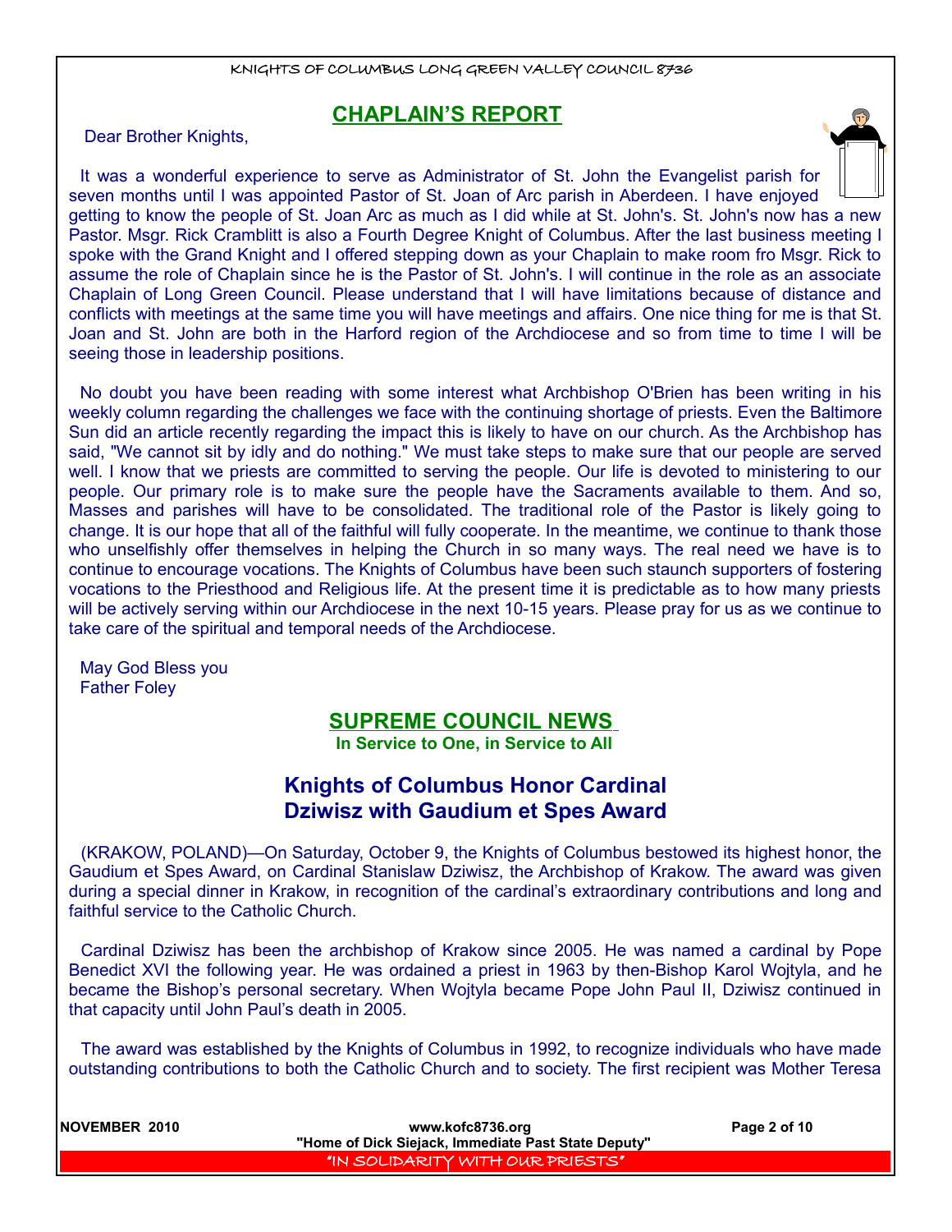## CHAPLAIN'S REPORT

Dear Brother Knights,

It was a wonderful experience to serve as Administrator of St. John the Evangelist parish for seven months until I was appointed Pastor of St. Joan of Arc parish in Aberdeen. I have enjoyed getting to know the people of St. Joan Arc as much as I did while at St. John's. St. John's now has a new Pastor. Msgr. Rick Cramblitt is also a Fourth Degree Knight of Columbus. After the last business meeting I spoke with the Grand Knight and I offered stepping down as your Chaplain to make room fro Msgr. Rick to assume the role of Chaplain since he is the Pastor of St. John's. I will continue in the role as an associate Chaplain of Long Green Council. Please understand that I will have limitations because of distance and conflicts with meetings at the same time you will have meetings and affairs. One nice thing for me is that St. Joan and St. John are both in the Harford region of the Archdiocese and so from time to time I will be seeing those in leadership positions.

No doubt you have been reading with some interest what Archbishop O'Brien has been writing in his weekly column regarding the challenges we face with the continuing shortage of priests. Even the Baltimore Sun did an article recently regarding the impact this is likely to have on our church. As the Archbishop has said, "We cannot sit by idly and do nothing." We must take steps to make sure that our people are served well. I know that we priests are committed to serving the people. Our life is devoted to ministering to our people. Our primary role is to make sure the people have the Sacraments available to them. And so, Masses and parishes will have to be consolidated. The traditional role of the Pastor is likely going to change. It is our hope that all of the faithful will fully cooperate. In the meantime, we continue to thank those who unselfishly offer themselves in helping the Church in so many ways. The real need we have is to continue to encourage vocations. The Knights of Columbus have been such staunch supporters of fostering vocations to the Priesthood and Religious life. At the present time it is predictable as to how many priests will be actively serving within our Archdiocese in the next 10-15 years. Please pray for us as we continue to take care of the spiritual and temporal needs of the Archdiocese.

May God Bless you
Father Foley

## SUPREME COUNCIL NEWS

**In Service to One, in Service to All**

### Knights of Columbus Honor Cardinal Dziwisz with Gaudium et Spes Award

(KRAKOW, POLAND)—On Saturday, October 9, the Knights of Columbus bestowed its highest honor, the Gaudium et Spes Award, on Cardinal Stanislaw Dziwisz, the Archbishop of Krakow. The award was given during a special dinner in Krakow, in recognition of the cardinal's extraordinary contributions and long and faithful service to the Catholic Church.

Cardinal Dziwisz has been the archbishop of Krakow since 2005. He was named a cardinal by Pope Benedict XVI the following year. He was ordained a priest in 1963 by then-Bishop Karol Wojtyla, and he became the Bishop's personal secretary. When Wojtyla became Pope John Paul II, Dziwisz continued in that capacity until John Paul's death in 2005.

The award was established by the Knights of Columbus in 1992, to recognize individuals who have made outstanding contributions to both the Catholic Church and to society. The first recipient was Mother Teresa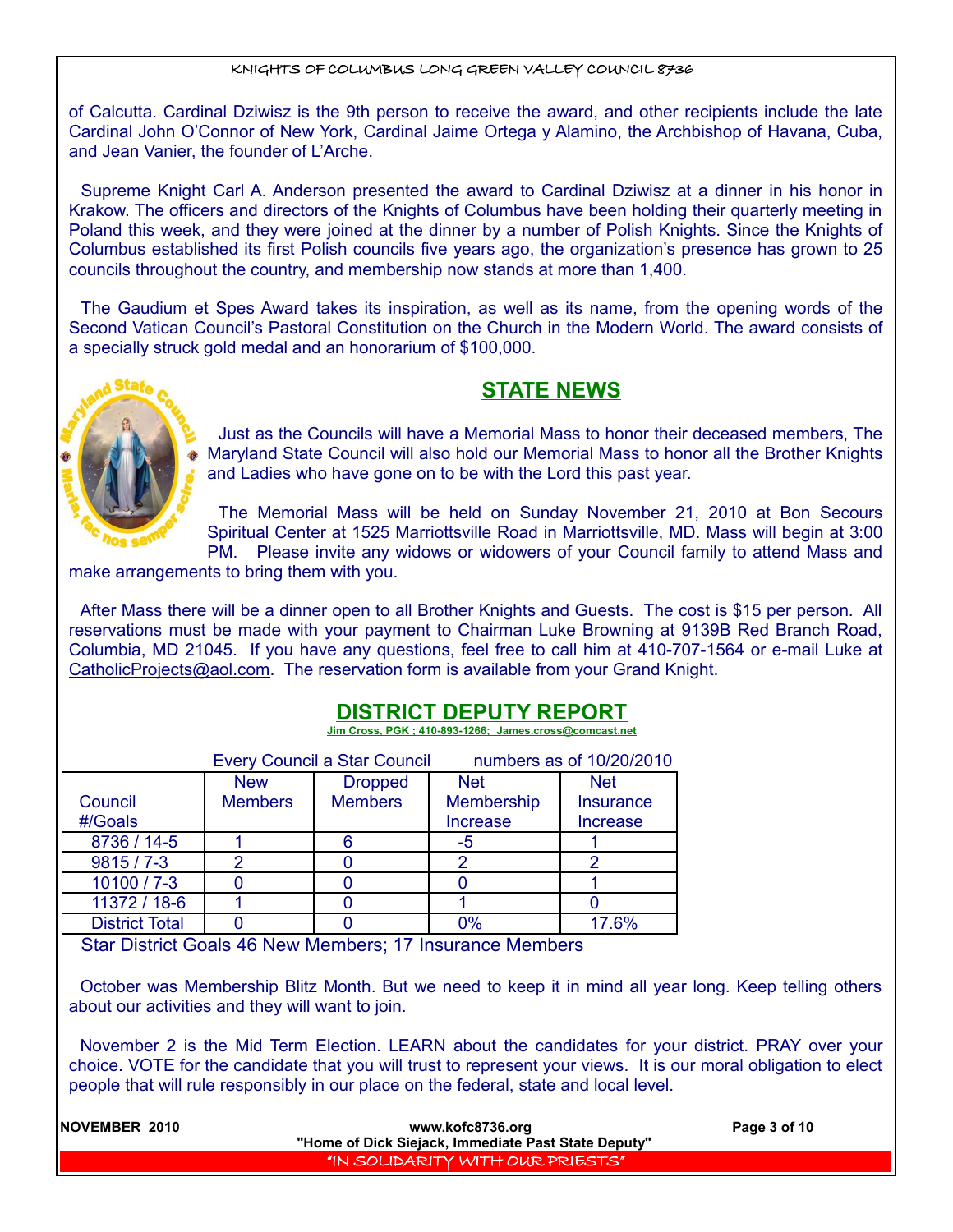of Calcutta. Cardinal Dziwisz is the 9th person to receive the award, and other recipients include the late Cardinal John O'Connor of New York, Cardinal Jaime Ortega y Alamino, the Archbishop of Havana, Cuba, and Jean Vanier, the founder of L'Arche.

Supreme Knight Carl A. Anderson presented the award to Cardinal Dziwisz at a dinner in his honor in Krakow. The officers and directors of the Knights of Columbus have been holding their quarterly meeting in Poland this week, and they were joined at the dinner by a number of Polish Knights. Since the Knights of Columbus established its first Polish councils five years ago, the organization's presence has grown to 25 councils throughout the country, and membership now stands at more than 1,400.

The Gaudium et Spes Award takes its inspiration, as well as its name, from the opening words of the Second Vatican Council's Pastoral Constitution on the Church in the Modern World. The award consists of a specially struck gold medal and an honorarium of $100,000.

## STATE NEWS

Just as the Councils will have a Memorial Mass to honor their deceased members, The Maryland State Council will also hold our Memorial Mass to honor all the Brother Knights and Ladies who have gone on to be with the Lord this past year.

The Memorial Mass will be held on Sunday November 21, 2010 at Bon Secours Spiritual Center at 1525 Marriottsville Road in Marriottsville, MD. Mass will begin at 3:00 PM. Please invite any widows or widowers of your Council family to attend Mass and make arrangements to bring them with you.

After Mass there will be a dinner open to all Brother Knights and Guests. The cost is $15 per person. All reservations must be made with your payment to Chairman Luke Browning at 9139B Red Branch Road, Columbia, MD 21045. If you have any questions, feel free to call him at 410-707-1564 or e-mail Luke at CatholicProjects@aol.com. The reservation form is available from your Grand Knight.

## DISTRICT DEPUTY REPORT

Jim Cross, PGK ; 410-893-1266; James.cross@comcast.net

Every Council a Star Council numbers as of 10/20/2010

| Council #/Goals | New Members | Dropped Members | Net Membership Increase | Net Insurance Increase |
|---|---|---|---|---|
| 8736 / 14-5 | 1 | 6 | -5 | 1 |
| 9815 / 7-3 | 2 | 0 | 2 | 2 |
| 10100 / 7-3 | 0 | 0 | 0 | 1 |
| 11372 / 18-6 | 1 | 0 | 1 | 0 |
| District Total | 0 | 0 | 0% | 17.6% |

Star District Goals 46 New Members; 17 Insurance Members

October was Membership Blitz Month. But we need to keep it in mind all year long. Keep telling others about our activities and they will want to join.

November 2 is the Mid Term Election. LEARN about the candidates for your district. PRAY over your choice. VOTE for the candidate that you will trust to represent your views. It is our moral obligation to elect people that will rule responsibly in our place on the federal, state and local level.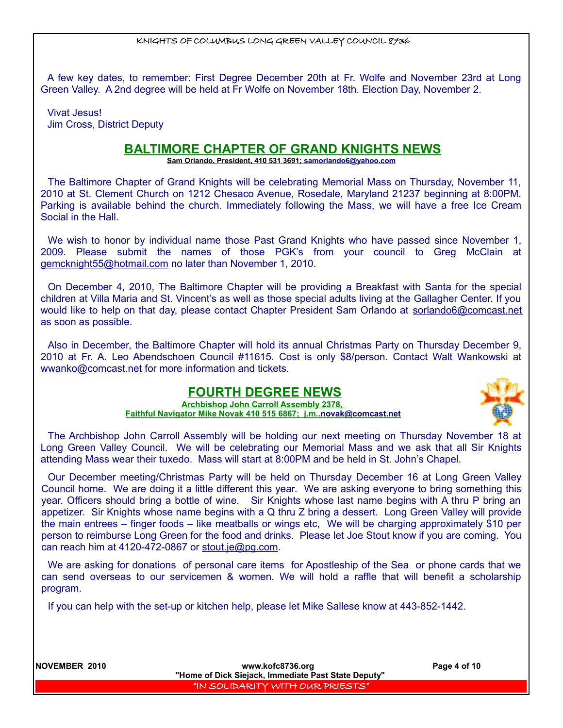A few key dates, to remember: First Degree December 20th at Fr. Wolfe and November 23rd at Long Green Valley. A 2nd degree will be held at Fr Wolfe on November 18th. Election Day, November 2.

Vivat Jesus!
Jim Cross, District Deputy

## BALTIMORE CHAPTER OF GRAND KNIGHTS NEWS

**Sam Orlando, President, 410 531 3691; samorlando6@yahoo.com**

The Baltimore Chapter of Grand Knights will be celebrating Memorial Mass on Thursday, November 11, 2010 at St. Clement Church on 1212 Chesaco Avenue, Rosedale, Maryland 21237 beginning at 8:00PM. Parking is available behind the church. Immediately following the Mass, we will have a free Ice Cream Social in the Hall.

We wish to honor by individual name those Past Grand Knights who have passed since November 1, 2009. Please submit the names of those PGK's from your council to Greg McClain at gemcknight55@hotmail.com no later than November 1, 2010.

On December 4, 2010, The Baltimore Chapter will be providing a Breakfast with Santa for the special children at Villa Maria and St. Vincent's as well as those special adults living at the Gallagher Center. If you would like to help on that day, please contact Chapter President Sam Orlando at sorlando6@comcast.net as soon as possible.

Also in December, the Baltimore Chapter will hold its annual Christmas Party on Thursday December 9, 2010 at Fr. A. Leo Abendschoen Council #11615. Cost is only $8/person. Contact Walt Wankowski at wwanko@comcast.net for more information and tickets.

## FOURTH DEGREE NEWS

**Archbishop John Carroll Assembly 2378,**
**Faithful Navigator Mike Novak 410 515 6867; j.m..novak@comcast.net**

The Archbishop John Carroll Assembly will be holding our next meeting on Thursday November 18 at Long Green Valley Council. We will be celebrating our Memorial Mass and we ask that all Sir Knights attending Mass wear their tuxedo. Mass will start at 8:00PM and be held in St. John's Chapel.

Our December meeting/Christmas Party will be held on Thursday December 16 at Long Green Valley Council home. We are doing it a little different this year. We are asking everyone to bring something this year. Officers should bring a bottle of wine. Sir Knights whose last name begins with A thru P bring an appetizer. Sir Knights whose name begins with a Q thru Z bring a dessert. Long Green Valley will provide the main entrees – finger foods – like meatballs or wings etc, We will be charging approximately $10 per person to reimburse Long Green for the food and drinks. Please let Joe Stout know if you are coming. You can reach him at 4120-472-0867 or stout.je@pg.com.

We are asking for donations of personal care items for Apostleship of the Sea or phone cards that we can send overseas to our servicemen & women. We will hold a raffle that will benefit a scholarship program.

If you can help with the set-up or kitchen help, please let Mike Sallese know at 443-852-1442.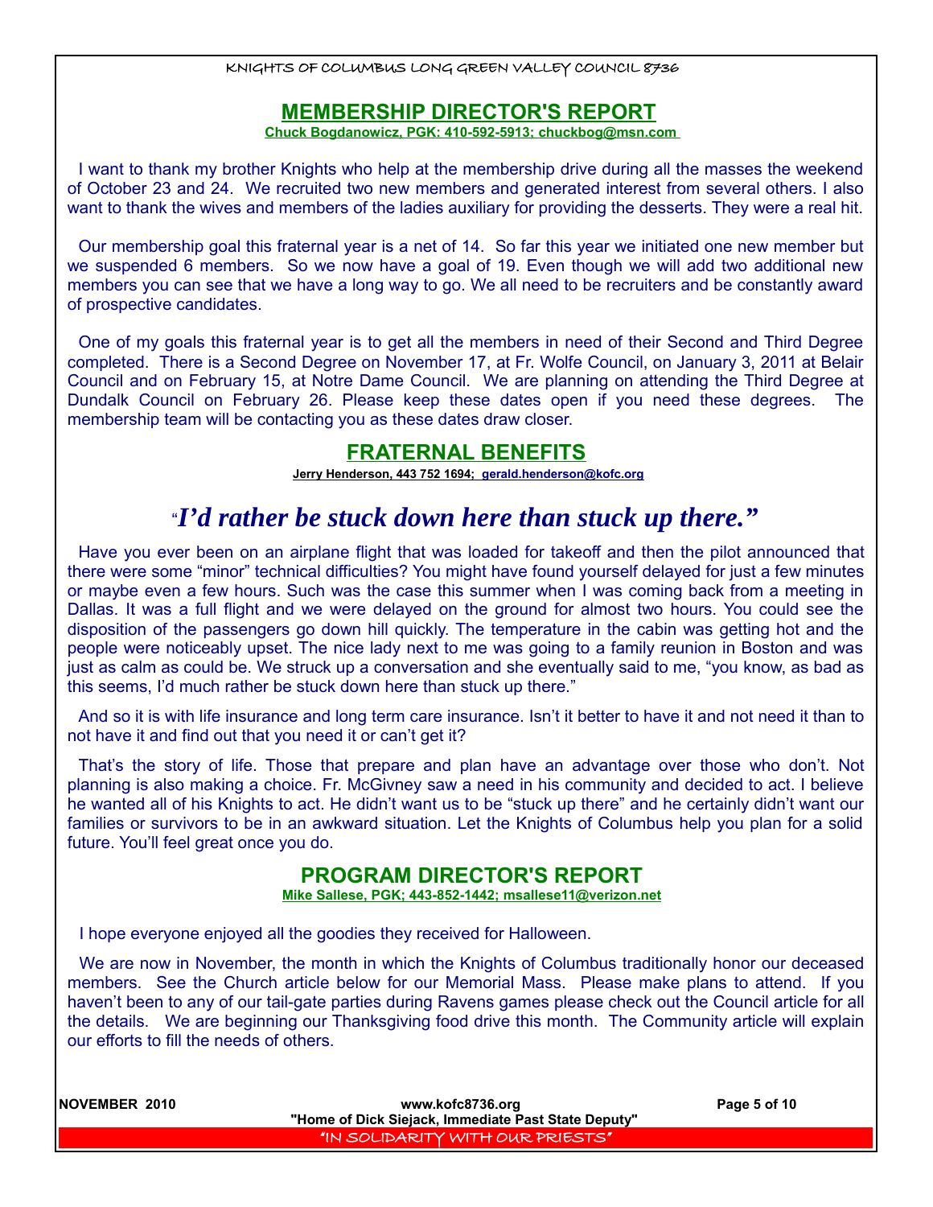## MEMBERSHIP DIRECTOR'S REPORT

**Chuck Bogdanowicz, PGK: 410-592-5913; chuckbog@msn.com**

I want to thank my brother Knights who help at the membership drive during all the masses the weekend of October 23 and 24. We recruited two new members and generated interest from several others. I also want to thank the wives and members of the ladies auxiliary for providing the desserts. They were a real hit.

Our membership goal this fraternal year is a net of 14. So far this year we initiated one new member but we suspended 6 members. So we now have a goal of 19. Even though we will add two additional new members you can see that we have a long way to go. We all need to be recruiters and be constantly award of prospective candidates.

One of my goals this fraternal year is to get all the members in need of their Second and Third Degree completed. There is a Second Degree on November 17, at Fr. Wolfe Council, on January 3, 2011 at Belair Council and on February 15, at Notre Dame Council. We are planning on attending the Third Degree at Dundalk Council on February 26. Please keep these dates open if you need these degrees. The membership team will be contacting you as these dates draw closer.

## FRATERNAL BENEFITS

**Jerry Henderson, 443 752 1694; gerald.henderson@kofc.org**

### *"I'd rather be stuck down here than stuck up there."*

Have you ever been on an airplane flight that was loaded for takeoff and then the pilot announced that there were some "minor" technical difficulties? You might have found yourself delayed for just a few minutes or maybe even a few hours. Such was the case this summer when I was coming back from a meeting in Dallas. It was a full flight and we were delayed on the ground for almost two hours. You could see the disposition of the passengers go down hill quickly. The temperature in the cabin was getting hot and the people were noticeably upset. The nice lady next to me was going to a family reunion in Boston and was just as calm as could be. We struck up a conversation and she eventually said to me, "you know, as bad as this seems, I'd much rather be stuck down here than stuck up there."

And so it is with life insurance and long term care insurance. Isn't it better to have it and not need it than to not have it and find out that you need it or can't get it?

That's the story of life. Those that prepare and plan have an advantage over those who don't. Not planning is also making a choice. Fr. McGivney saw a need in his community and decided to act. I believe he wanted all of his Knights to act. He didn't want us to be "stuck up there" and he certainly didn't want our families or survivors to be in an awkward situation. Let the Knights of Columbus help you plan for a solid future. You'll feel great once you do.

## PROGRAM DIRECTOR'S REPORT

**Mike Sallese, PGK; 443-852-1442; msallese11@verizon.net**

I hope everyone enjoyed all the goodies they received for Halloween.

We are now in November, the month in which the Knights of Columbus traditionally honor our deceased members. See the Church article below for our Memorial Mass. Please make plans to attend. If you haven't been to any of our tail-gate parties during Ravens games please check out the Council article for all the details. We are beginning our Thanksgiving food drive this month. The Community article will explain our efforts to fill the needs of others.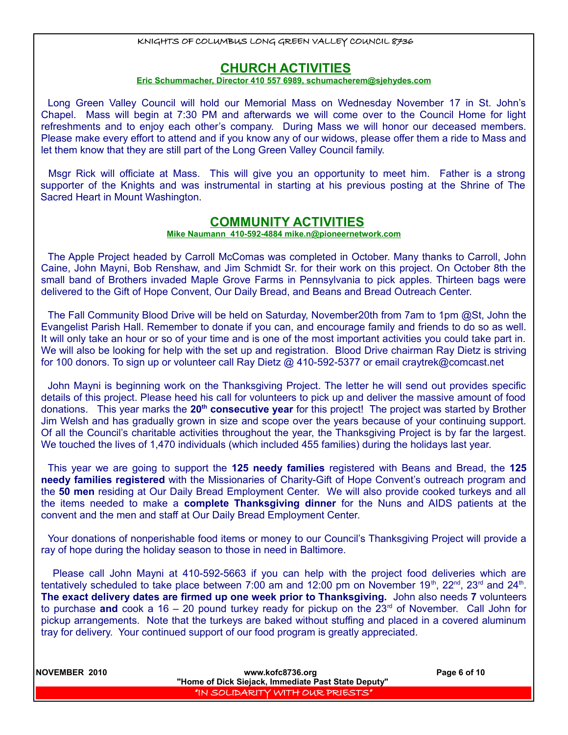## CHURCH ACTIVITIES

**Eric Schummacher, Director 410 557 6989, schumacherem@sjehydes.com**

Long Green Valley Council will hold our Memorial Mass on Wednesday November 17 in St. John's Chapel. Mass will begin at 7:30 PM and afterwards we will come over to the Council Home for light refreshments and to enjoy each other's company. During Mass we will honor our deceased members. Please make every effort to attend and if you know any of our widows, please offer them a ride to Mass and let them know that they are still part of the Long Green Valley Council family.

Msgr Rick will officiate at Mass. This will give you an opportunity to meet him. Father is a strong supporter of the Knights and was instrumental in starting at his previous posting at the Shrine of The Sacred Heart in Mount Washington.

## COMMUNITY ACTIVITIES

**Mike Naumann 410-592-4884 mike.n@pioneernetwork.com**

The Apple Project headed by Carroll McComas was completed in October. Many thanks to Carroll, John Caine, John Mayni, Bob Renshaw, and Jim Schmidt Sr. for their work on this project. On October 8th the small band of Brothers invaded Maple Grove Farms in Pennsylvania to pick apples. Thirteen bags were delivered to the Gift of Hope Convent, Our Daily Bread, and Beans and Bread Outreach Center.

The Fall Community Blood Drive will be held on Saturday, November20th from 7am to 1pm @St, John the Evangelist Parish Hall. Remember to donate if you can, and encourage family and friends to do so as well. It will only take an hour or so of your time and is one of the most important activities you could take part in. We will also be looking for help with the set up and registration. Blood Drive chairman Ray Dietz is striving for 100 donors. To sign up or volunteer call Ray Dietz @ 410-592-5377 or email craytrek@comcast.net

John Mayni is beginning work on the Thanksgiving Project. The letter he will send out provides specific details of this project. Please heed his call for volunteers to pick up and deliver the massive amount of food donations. This year marks the **20th consecutive year** for this project! The project was started by Brother Jim Welsh and has gradually grown in size and scope over the years because of your continuing support. Of all the Council's charitable activities throughout the year, the Thanksgiving Project is by far the largest. We touched the lives of 1,470 individuals (which included 455 families) during the holidays last year.

This year we are going to support the **125 needy families** registered with Beans and Bread, the **125 needy families registered** with the Missionaries of Charity-Gift of Hope Convent's outreach program and the **50 men** residing at Our Daily Bread Employment Center. We will also provide cooked turkeys and all the items needed to make a **complete Thanksgiving dinner** for the Nuns and AIDS patients at the convent and the men and staff at Our Daily Bread Employment Center.

Your donations of nonperishable food items or money to our Council's Thanksgiving Project will provide a ray of hope during the holiday season to those in need in Baltimore.

Please call John Mayni at 410-592-5663 if you can help with the project food deliveries which are tentatively scheduled to take place between 7:00 am and 12:00 pm on November 19th, 22nd, 23rd and 24th. **The exact delivery dates are firmed up one week prior to Thanksgiving.** John also needs **7** volunteers to purchase **and** cook a 16 – 20 pound turkey ready for pickup on the 23rd of November. Call John for pickup arrangements. Note that the turkeys are baked without stuffing and placed in a covered aluminum tray for delivery. Your continued support of our food program is greatly appreciated.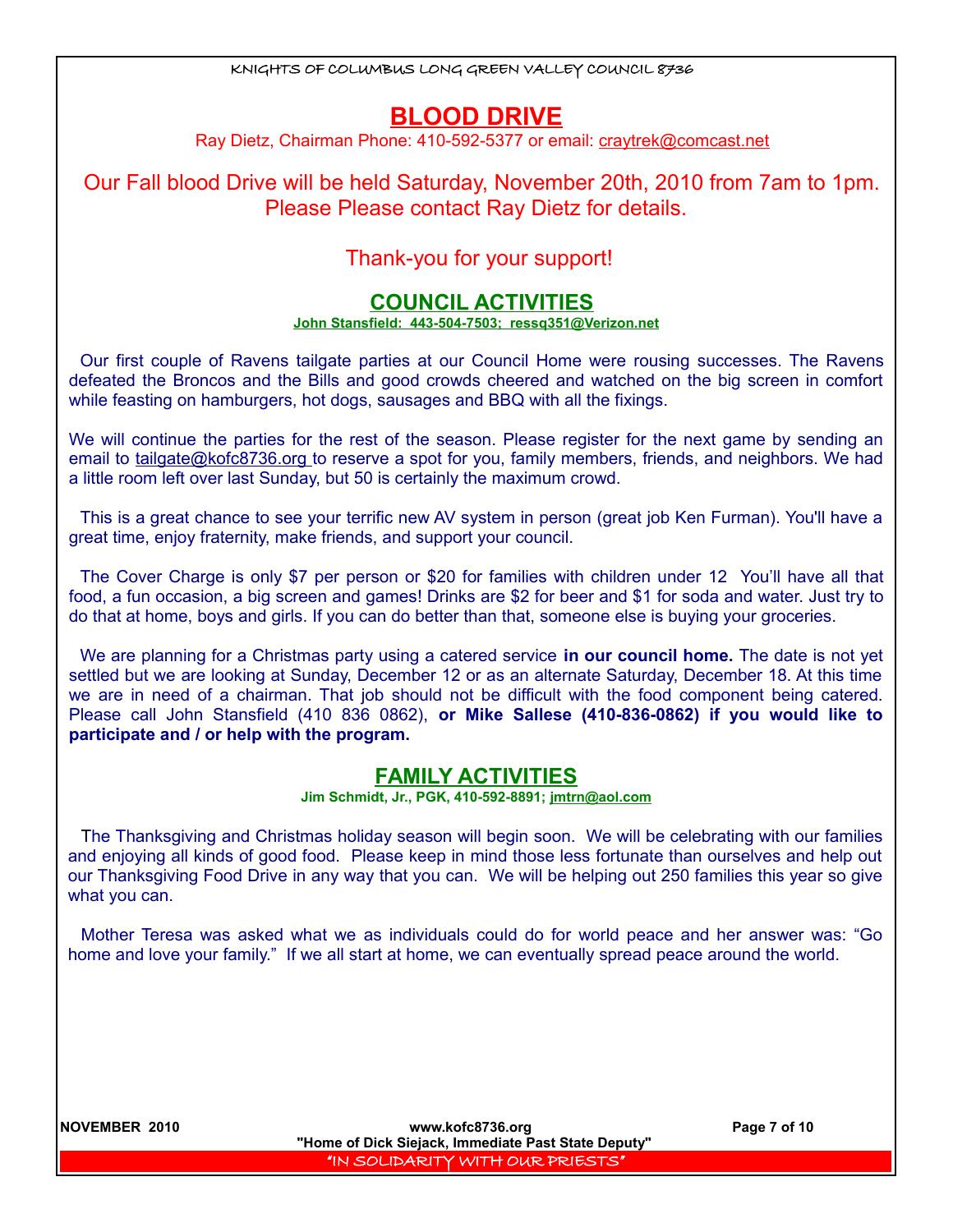## BLOOD DRIVE

Ray Dietz, Chairman Phone: 410-592-5377 or email: craytrek@comcast.net

Our Fall blood Drive will be held Saturday, November 20th, 2010 from 7am to 1pm. Please Please contact Ray Dietz for details.

Thank-you for your support!

## COUNCIL ACTIVITIES

**John Stansfield: 443-504-7503; ressq351@Verizon.net**

Our first couple of Ravens tailgate parties at our Council Home were rousing successes. The Ravens defeated the Broncos and the Bills and good crowds cheered and watched on the big screen in comfort while feasting on hamburgers, hot dogs, sausages and BBQ with all the fixings.

We will continue the parties for the rest of the season. Please register for the next game by sending an email to tailgate@kofc8736.org to reserve a spot for you, family members, friends, and neighbors. We had a little room left over last Sunday, but 50 is certainly the maximum crowd.

This is a great chance to see your terrific new AV system in person (great job Ken Furman). You'll have a great time, enjoy fraternity, make friends, and support your council.

The Cover Charge is only $7 per person or $20 for families with children under 12 You'll have all that food, a fun occasion, a big screen and games! Drinks are $2 for beer and $1 for soda and water. Just try to do that at home, boys and girls. If you can do better than that, someone else is buying your groceries.

We are planning for a Christmas party using a catered service **in our council home.** The date is not yet settled but we are looking at Sunday, December 12 or as an alternate Saturday, December 18. At this time we are in need of a chairman. That job should not be difficult with the food component being catered. Please call John Stansfield (410 836 0862), **or Mike Sallese (410-836-0862) if you would like to participate and / or help with the program.**

## FAMILY ACTIVITIES

**Jim Schmidt, Jr., PGK, 410-592-8891; jmtrn@aol.com**

The Thanksgiving and Christmas holiday season will begin soon. We will be celebrating with our families and enjoying all kinds of good food. Please keep in mind those less fortunate than ourselves and help out our Thanksgiving Food Drive in any way that you can. We will be helping out 250 families this year so give what you can.

Mother Teresa was asked what we as individuals could do for world peace and her answer was: "Go home and love your family." If we all start at home, we can eventually spread peace around the world.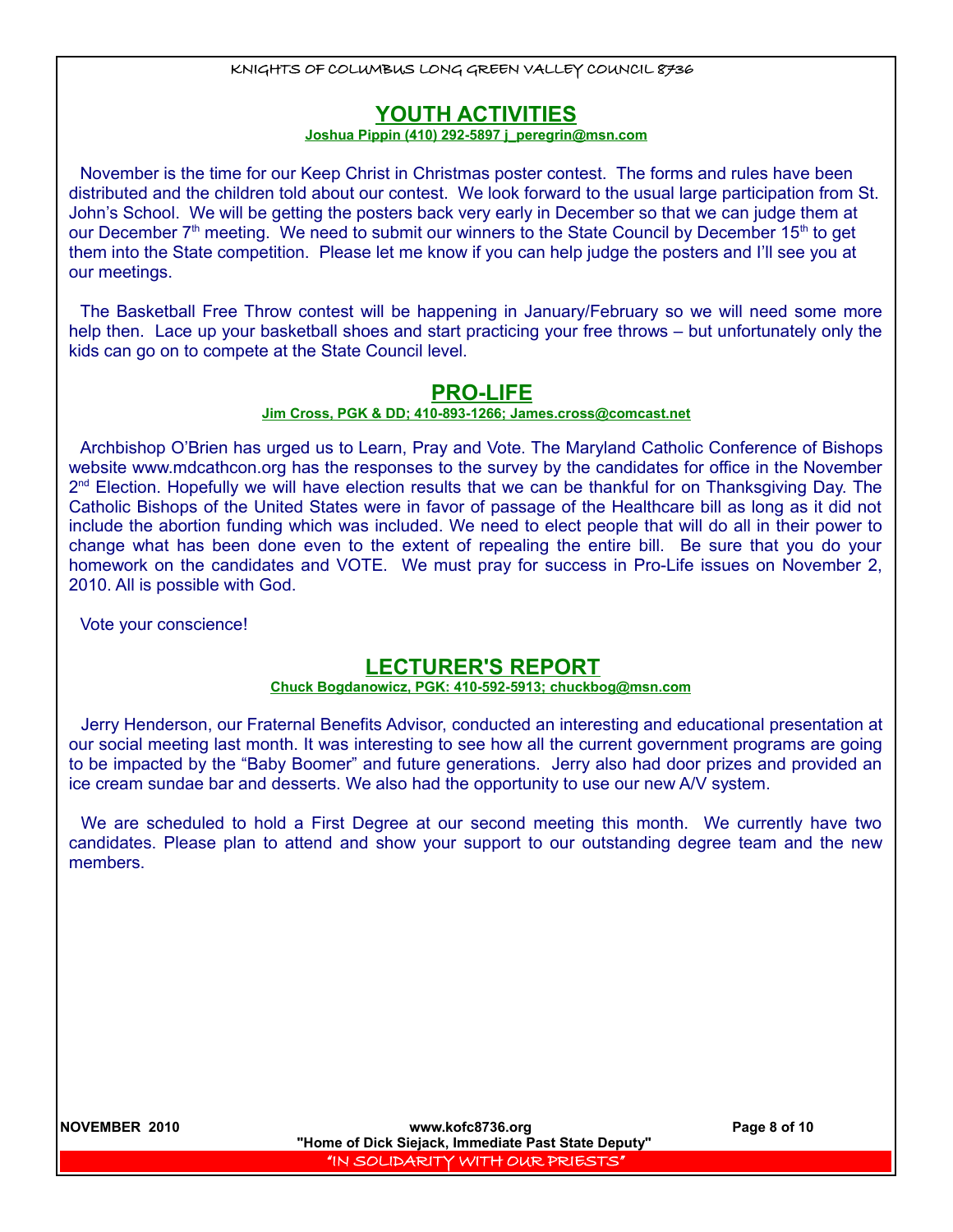## YOUTH ACTIVITIES

**Joshua Pippin (410) 292-5897 j_peregrin@msn.com**

November is the time for our Keep Christ in Christmas poster contest. The forms and rules have been distributed and the children told about our contest. We look forward to the usual large participation from St. John's School. We will be getting the posters back very early in December so that we can judge them at our December 7th meeting. We need to submit our winners to the State Council by December 15th to get them into the State competition. Please let me know if you can help judge the posters and I'll see you at our meetings.

The Basketball Free Throw contest will be happening in January/February so we will need some more help then. Lace up your basketball shoes and start practicing your free throws – but unfortunately only the kids can go on to compete at the State Council level.

## PRO-LIFE

**Jim Cross, PGK & DD; 410-893-1266; James.cross@comcast.net**

Archbishop O'Brien has urged us to Learn, Pray and Vote. The Maryland Catholic Conference of Bishops website www.mdcathcon.org has the responses to the survey by the candidates for office in the November 2nd Election. Hopefully we will have election results that we can be thankful for on Thanksgiving Day. The Catholic Bishops of the United States were in favor of passage of the Healthcare bill as long as it did not include the abortion funding which was included. We need to elect people that will do all in their power to change what has been done even to the extent of repealing the entire bill. Be sure that you do your homework on the candidates and VOTE. We must pray for success in Pro-Life issues on November 2, 2010. All is possible with God.

Vote your conscience!

## LECTURER'S REPORT

**Chuck Bogdanowicz, PGK: 410-592-5913; chuckbog@msn.com**

Jerry Henderson, our Fraternal Benefits Advisor, conducted an interesting and educational presentation at our social meeting last month. It was interesting to see how all the current government programs are going to be impacted by the "Baby Boomer" and future generations. Jerry also had door prizes and provided an ice cream sundae bar and desserts. We also had the opportunity to use our new A/V system.

We are scheduled to hold a First Degree at our second meeting this month. We currently have two candidates. Please plan to attend and show your support to our outstanding degree team and the new members.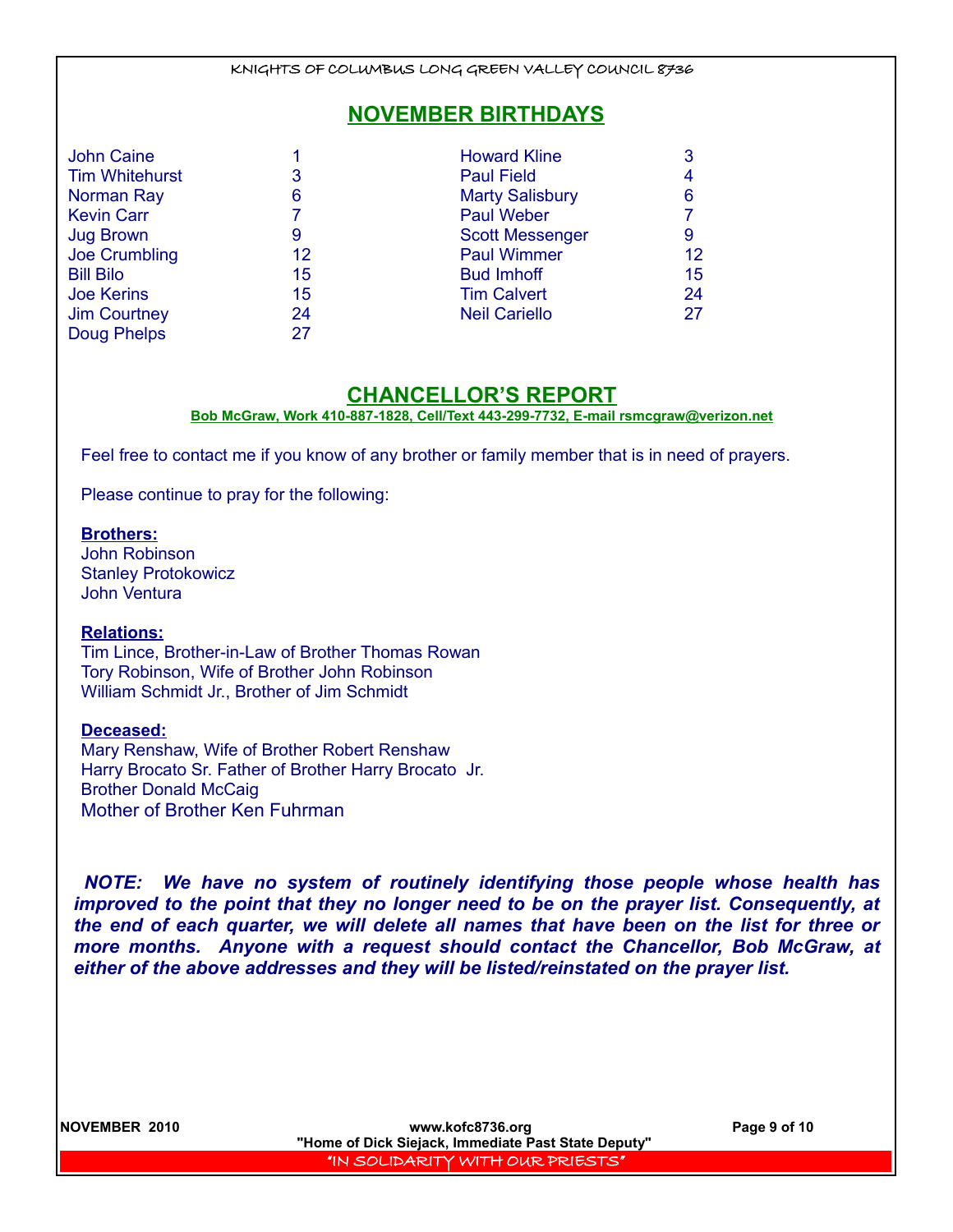## NOVEMBER BIRTHDAYS

| Name | Day |
|---|---|
| John Caine | 1 |
| Tim Whitehurst | 3 |
| Norman Ray | 6 |
| Kevin Carr | 7 |
| Jug Brown | 9 |
| Joe Crumbling | 12 |
| Bill Bilo | 15 |
| Joe Kerins | 15 |
| Jim Courtney | 24 |
| Doug Phelps | 27 |
| Howard Kline | 3 |
| Paul Field | 4 |
| Marty Salisbury | 6 |
| Paul Weber | 7 |
| Scott Messenger | 9 |
| Paul Wimmer | 12 |
| Bud Imhoff | 15 |
| Tim Calvert | 24 |
| Neil Cariello | 27 |

## CHANCELLOR'S REPORT

**Bob McGraw, Work 410-887-1828, Cell/Text 443-299-7732, E-mail rsmcgraw@verizon.net**

Feel free to contact me if you know of any brother or family member that is in need of prayers.

Please continue to pray for the following:

**Brothers:**
John Robinson
Stanley Protokowicz
John Ventura

**Relations:**
Tim Lince, Brother-in-Law of Brother Thomas Rowan
Tory Robinson, Wife of Brother John Robinson
William Schmidt Jr., Brother of Jim Schmidt

**Deceased:**
Mary Renshaw, Wife of Brother Robert Renshaw
Harry Brocato Sr. Father of Brother Harry Brocato Jr.
Brother Donald McCaig
Mother of Brother Ken Fuhrman

***NOTE: We have no system of routinely identifying those people whose health has improved to the point that they no longer need to be on the prayer list. Consequently, at the end of each quarter, we will delete all names that have been on the list for three or more months. Anyone with a request should contact the Chancellor, Bob McGraw, at either of the above addresses and they will be listed/reinstated on the prayer list.***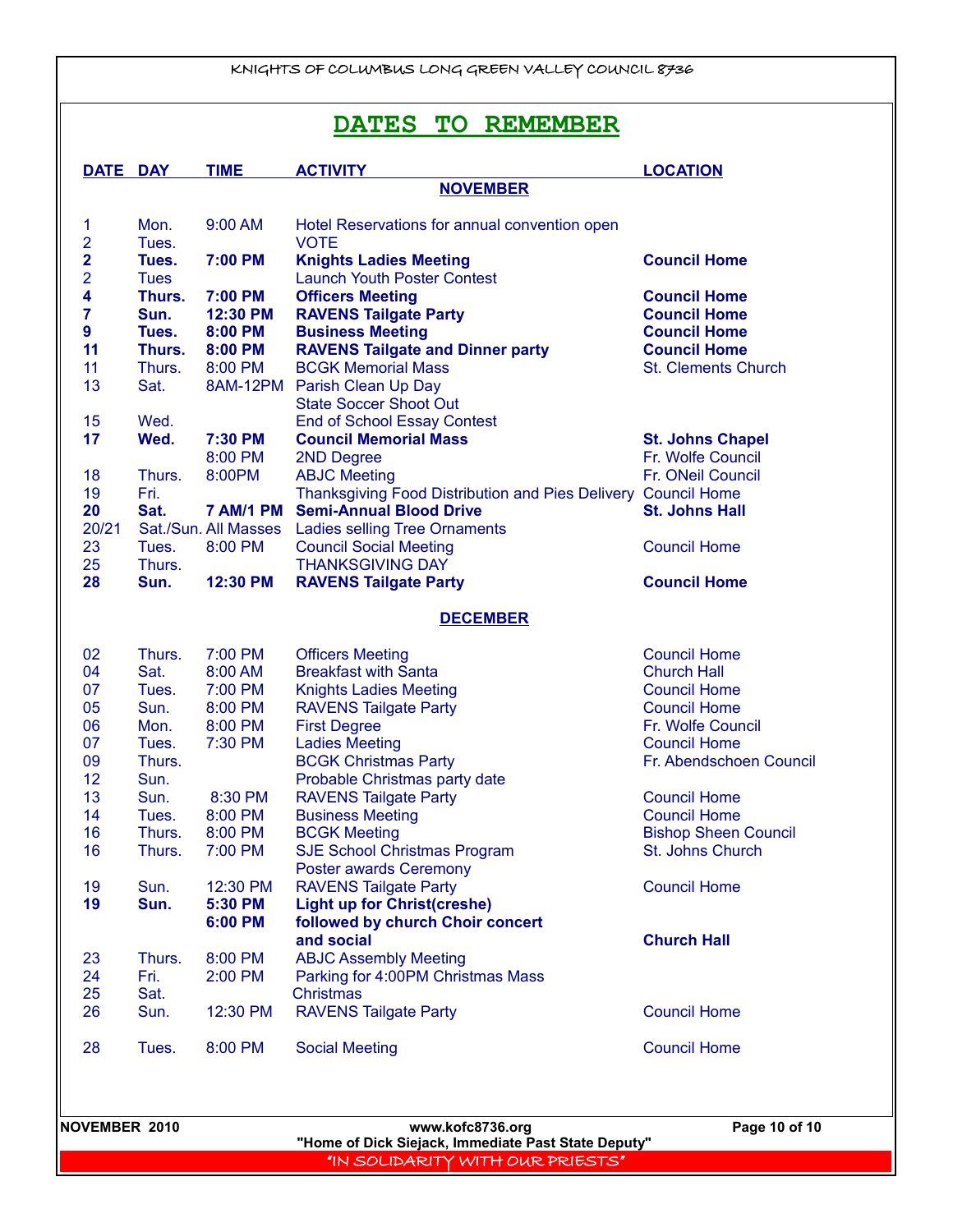## DATES TO REMEMBER

| DATE | DAY | TIME | ACTIVITY | LOCATION |
|---|---|---|---|---|
| | | | **NOVEMBER** | |
| 1 | Mon. | 9:00 AM | Hotel Reservations for annual convention open | |
| 2 | Tues. | | VOTE | |
| **2** | **Tues.** | **7:00 PM** | **Knights Ladies Meeting** | **Council Home** |
| 2 | Tues | | Launch Youth Poster Contest | |
| **4** | **Thurs.** | **7:00 PM** | **Officers Meeting** | **Council Home** |
| **7** | **Sun.** | **12:30 PM** | **RAVENS Tailgate Party** | **Council Home** |
| **9** | **Tues.** | **8:00 PM** | **Business Meeting** | **Council Home** |
| **11** | **Thurs.** | **8:00 PM** | **RAVENS Tailgate and Dinner party** | **Council Home** |
| 11 | Thurs. | 8:00 PM | BCGK Memorial Mass | St. Clements Church |
| 13 | Sat. | 8AM-12PM | Parish Clean Up Day | |
| | | | State Soccer Shoot Out | |
| 15 | Wed. | | End of School Essay Contest | |
| **17** | **Wed.** | **7:30 PM** | **Council Memorial Mass** | **St. Johns Chapel** |
| | | 8:00 PM | 2ND Degree | Fr. Wolfe Council |
| 18 | Thurs. | 8:00PM | ABJC Meeting | Fr. ONeil Council |
| 19 | Fri. | | Thanksgiving Food Distribution and Pies Delivery | Council Home |
| **20** | **Sat.** | **7 AM/1 PM** | **Semi-Annual Blood Drive** | **St. Johns Hall** |
| 20/21 | Sat./Sun. | All Masses | Ladies selling Tree Ornaments | |
| 23 | Tues. | 8:00 PM | Council Social Meeting | Council Home |
| 25 | Thurs. | | THANKSGIVING DAY | |
| **28** | **Sun.** | **12:30 PM** | **RAVENS Tailgate Party** | **Council Home** |
| | | | **DECEMBER** | |
| 02 | Thurs. | 7:00 PM | Officers Meeting | Council Home |
| 04 | Sat. | 8:00 AM | Breakfast with Santa | Church Hall |
| 07 | Tues. | 7:00 PM | Knights Ladies Meeting | Council Home |
| 05 | Sun. | 8:00 PM | RAVENS Tailgate Party | Council Home |
| 06 | Mon. | 8:00 PM | First Degree | Fr. Wolfe Council |
| 07 | Tues. | 7:30 PM | Ladies Meeting | Council Home |
| 09 | Thurs. | | BCGK Christmas Party | Fr. Abendschoen Council |
| 12 | Sun. | | Probable Christmas party date | |
| 13 | Sun. | 8:30 PM | RAVENS Tailgate Party | Council Home |
| 14 | Tues. | 8:00 PM | Business Meeting | Council Home |
| 16 | Thurs. | 8:00 PM | BCGK Meeting | Bishop Sheen Council |
| 16 | Thurs. | 7:00 PM | SJE School Christmas Program | St. Johns Church |
| | | | Poster awards Ceremony | |
| 19 | Sun. | 12:30 PM | RAVENS Tailgate Party | Council Home |
| **19** | **Sun.** | **5:30 PM** | **Light up for Christ(creshe)** | |
| | | **6:00 PM** | **followed by church Choir concert** | |
| | | | **and social** | **Church Hall** |
| 23 | Thurs. | 8:00 PM | ABJC Assembly Meeting | |
| 24 | Fri. | 2:00 PM | Parking for 4:00PM Christmas Mass | |
| 25 | Sat. | | Christmas | |
| 26 | Sun. | 12:30 PM | RAVENS Tailgate Party | Council Home |
| 28 | Tues. | 8:00 PM | Social Meeting | Council Home |

www.kofc8736.org

"Home of Dick Siejack, Immediate Past State Deputy"

"IN SOLIDARITY WITH OUR PRIESTS"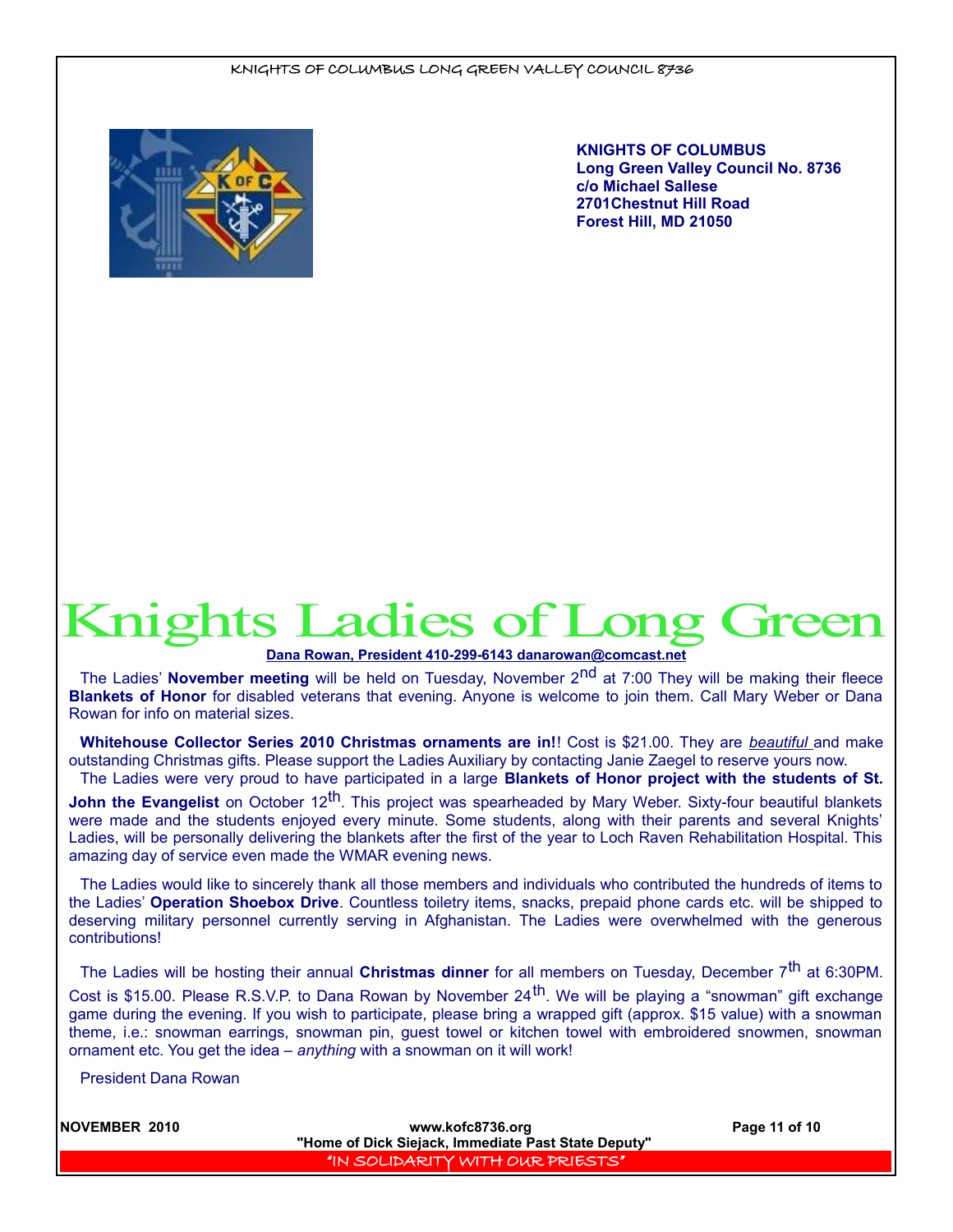**KNIGHTS OF COLUMBUS**
**Long Green Valley Council No. 8736**
**c/o Michael Sallese**
**2701Chestnut Hill Road**
**Forest Hill, MD 21050**

# Knights Ladies of Long Green

**Dana Rowan, President 410-299-6143 danarowan@comcast.net**

The Ladies' **November meeting** will be held on Tuesday, November 2nd at 7:00 They will be making their fleece **Blankets of Honor** for disabled veterans that evening. Anyone is welcome to join them. Call Mary Weber or Dana Rowan for info on material sizes.

**Whitehouse Collector Series 2010 Christmas ornaments are in!**! Cost is $21.00. They are *beautiful* and make outstanding Christmas gifts. Please support the Ladies Auxiliary by contacting Janie Zaegel to reserve yours now.

The Ladies were very proud to have participated in a large **Blankets of Honor project with the students of St. John the Evangelist** on October 12th. This project was spearheaded by Mary Weber. Sixty-four beautiful blankets were made and the students enjoyed every minute. Some students, along with their parents and several Knights' Ladies, will be personally delivering the blankets after the first of the year to Loch Raven Rehabilitation Hospital. This amazing day of service even made the WMAR evening news.

The Ladies would like to sincerely thank all those members and individuals who contributed the hundreds of items to the Ladies' **Operation Shoebox Drive**. Countless toiletry items, snacks, prepaid phone cards etc. will be shipped to deserving military personnel currently serving in Afghanistan. The Ladies were overwhelmed with the generous contributions!

The Ladies will be hosting their annual **Christmas dinner** for all members on Tuesday, December 7th at 6:30PM. Cost is $15.00. Please R.S.V.P. to Dana Rowan by November 24th. We will be playing a "snowman" gift exchange game during the evening. If you wish to participate, please bring a wrapped gift (approx. $15 value) with a snowman theme, i.e.: snowman earrings, snowman pin, guest towel or kitchen towel with embroidered snowmen, snowman ornament etc. You get the idea – *anything* with a snowman on it will work!

President Dana Rowan